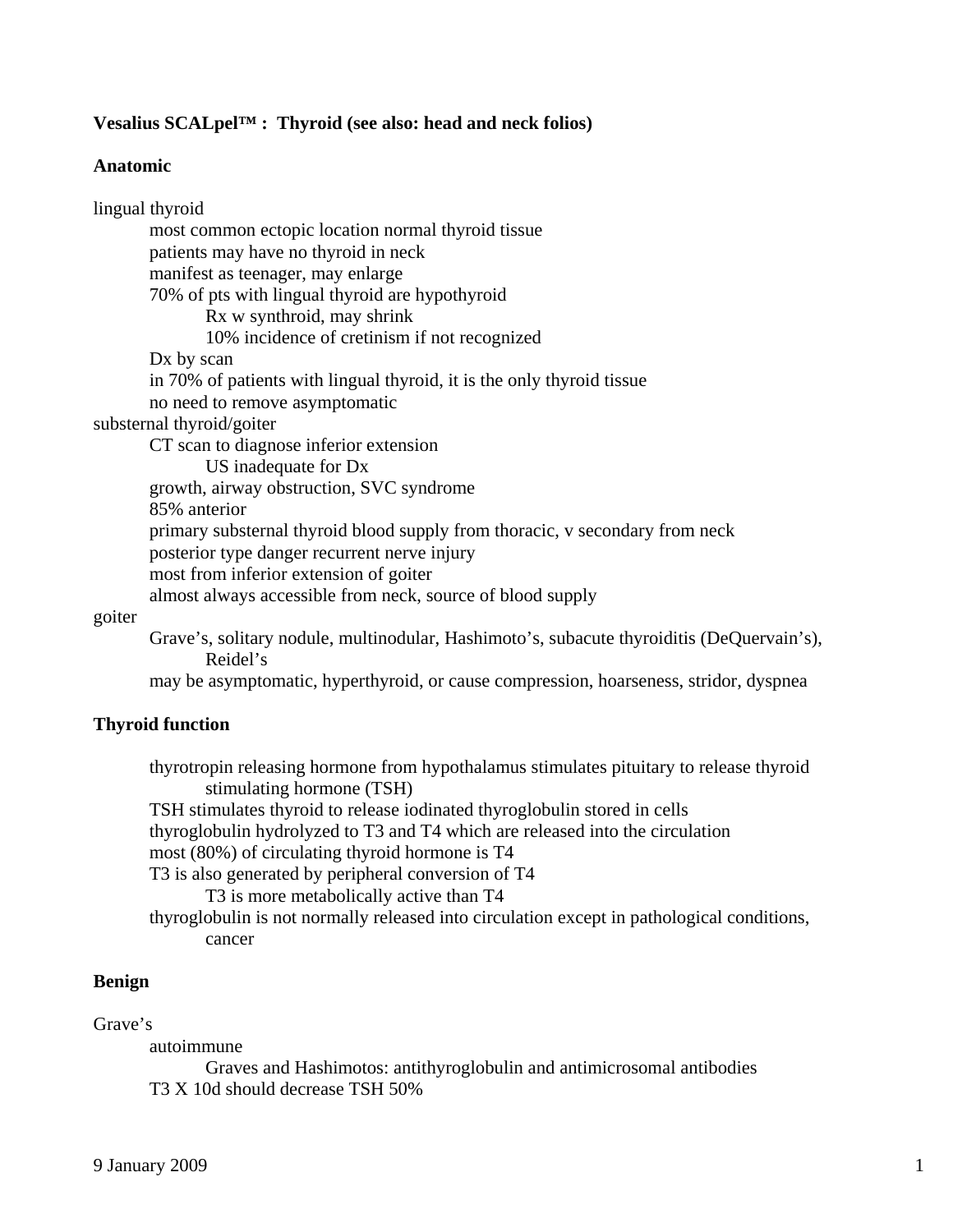**Vesalius SCALpel™ : Thyroid (see also: head and neck folios)**

**Anatomic**

- lingual thyroid
  - most common ectopic location normal thyroid tissue
  - patients may have no thyroid in neck
  - manifest as teenager, may enlarge
  - 70% of pts with lingual thyroid are hypothyroid
    - Rx w synthroid, may shrink
    - 10% incidence of cretinism if not recognized
  - Dx by scan
  - in 70% of patients with lingual thyroid, it is the only thyroid tissue
  - no need to remove asymptomatic
- substernal thyroid/goiter
  - CT scan to diagnose inferior extension
    - US inadequate for Dx
  - growth, airway obstruction, SVC syndrome
  - 85% anterior
  - primary substernal thyroid blood supply from thoracic, v secondary from neck
  - posterior type danger recurrent nerve injury
  - most from inferior extension of goiter
  - almost always accessible from neck, source of blood supply
- goiter
  - Grave's, solitary nodule, multinodular, Hashimoto's, subacute thyroiditis (DeQuervain's), Reidel's
  - may be asymptomatic, hyperthyroid, or cause compression, hoarseness, stridor, dyspnea

**Thyroid function**

- thyrotropin releasing hormone from hypothalamus stimulates pituitary to release thyroid stimulating hormone (TSH)
- TSH stimulates thyroid to release iodinated thyroglobulin stored in cells
- thyroglobulin hydrolyzed to T3 and T4 which are released into the circulation
- most (80%) of circulating thyroid hormone is T4
- T3 is also generated by peripheral conversion of T4
  - T3 is more metabolically active than T4
- thyroglobulin is not normally released into circulation except in pathological conditions, cancer

**Benign**

- Grave's
  - autoimmune
    - Graves and Hashimotos: antithyroglobulin and antimicrosomal antibodies
  - T3 X 10d should decrease TSH 50%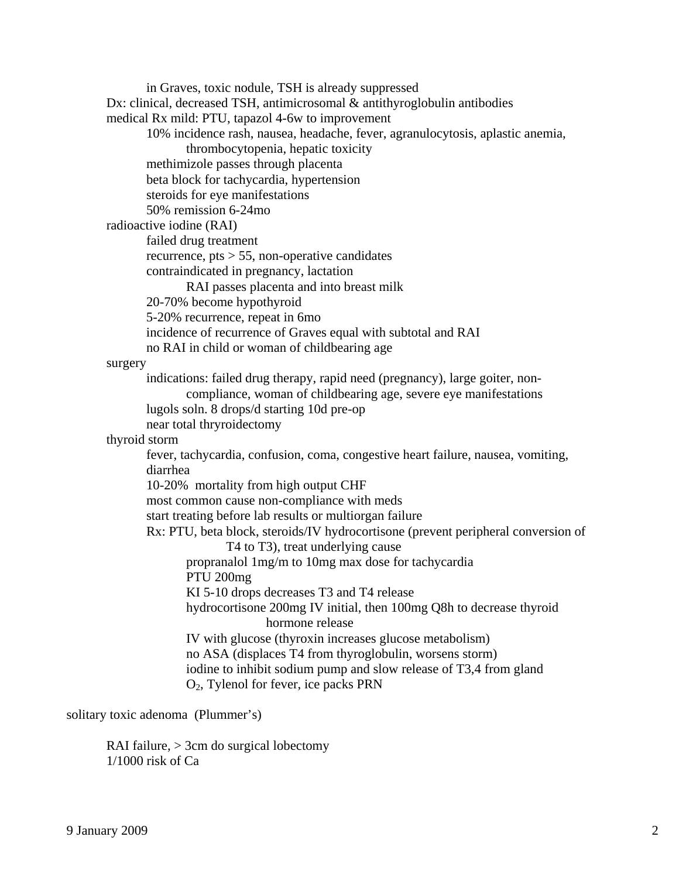- in Graves, toxic nodule, TSH is already suppressed
- Dx: clinical, decreased TSH, antimicrosomal & antithyroglobulin antibodies
- medical Rx mild: PTU, tapazol 4-6w to improvement
  - 10% incidence rash, nausea, headache, fever, agranulocytosis, aplastic anemia, thrombocytopenia, hepatic toxicity
  - methimizole passes through placenta
  - beta block for tachycardia, hypertension
  - steroids for eye manifestations
  - 50% remission 6-24mo
- radioactive iodine (RAI)
  - failed drug treatment
  - recurrence, pts > 55, non-operative candidates
  - contraindicated in pregnancy, lactation
    - RAI passes placenta and into breast milk
  - 20-70% become hypothyroid
  - 5-20% recurrence, repeat in 6mo
  - incidence of recurrence of Graves equal with subtotal and RAI
  - no RAI in child or woman of childbearing age
- surgery
  - indications: failed drug therapy, rapid need (pregnancy), large goiter, non-compliance, woman of childbearing age, severe eye manifestations
  - lugols soln. 8 drops/d starting 10d pre-op
  - near total thryroidectomy
- thyroid storm
  - fever, tachycardia, confusion, coma, congestive heart failure, nausea, vomiting, diarrhea
  - 10-20% mortality from high output CHF
  - most common cause non-compliance with meds
  - start treating before lab results or multiorgan failure
  - Rx: PTU, beta block, steroids/IV hydrocortisone (prevent peripheral conversion of T4 to T3), treat underlying cause
    - propranalol 1mg/m to 10mg max dose for tachycardia
    - PTU 200mg
    - KI 5-10 drops decreases T3 and T4 release
    - hydrocortisone 200mg IV initial, then 100mg Q8h to decrease thyroid hormone release
    - IV with glucose (thyroxin increases glucose metabolism)
    - no ASA (displaces T4 from thyroglobulin, worsens storm)
    - iodine to inhibit sodium pump and slow release of T3,4 from gland
    - $O_2$, Tylenol for fever, ice packs PRN

solitary toxic adenoma (Plummer's)

- RAI failure, > 3cm do surgical lobectomy
- 1/1000 risk of Ca

9 January 2009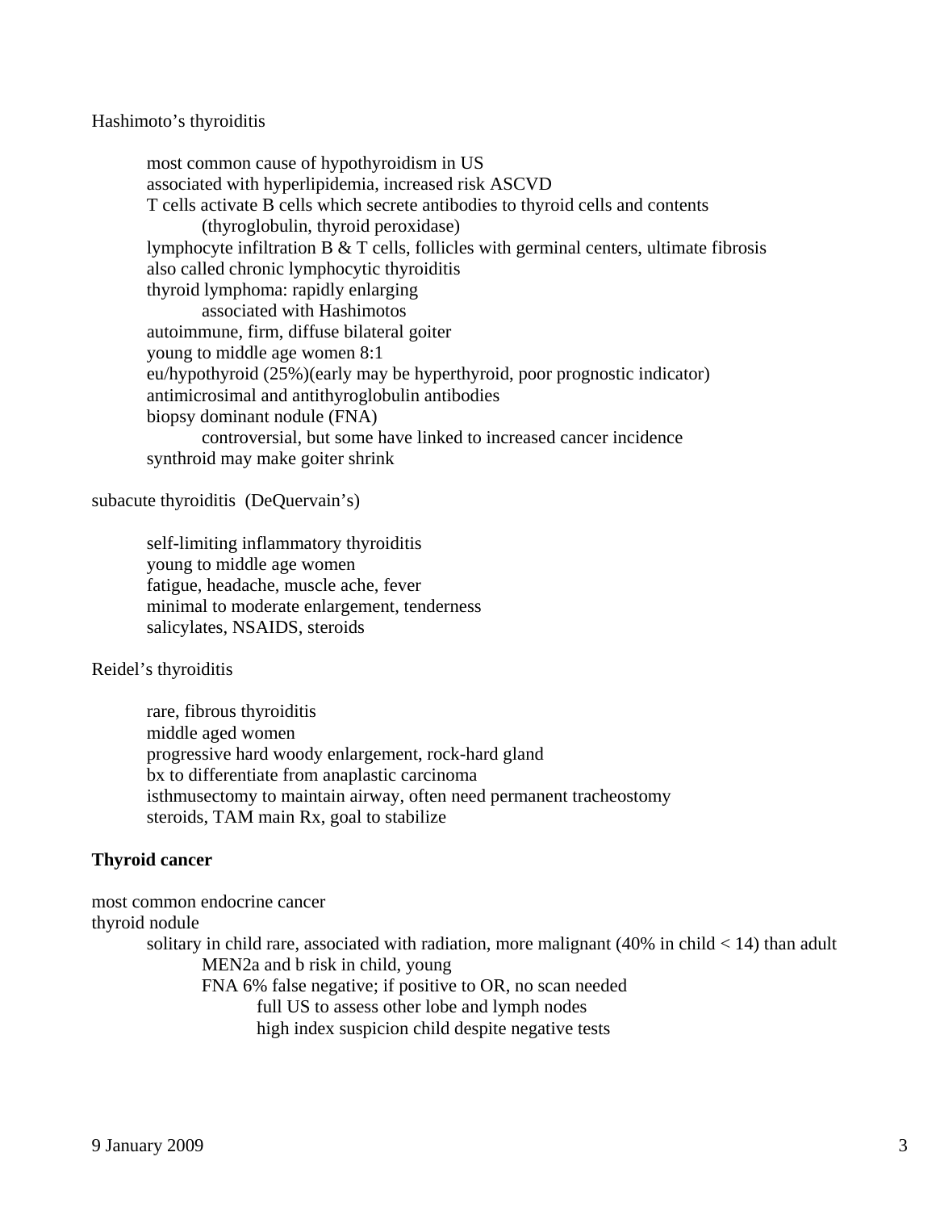Hashimoto's thyroiditis

- most common cause of hypothyroidism in US
- associated with hyperlipidemia, increased risk ASCVD
- T cells activate B cells which secrete antibodies to thyroid cells and contents
  - (thyroglobulin, thyroid peroxidase)
- lymphocyte infiltration B & T cells, follicles with germinal centers, ultimate fibrosis
- also called chronic lymphocytic thyroiditis
- thyroid lymphoma: rapidly enlarging
  - associated with Hashimotos
- autoimmune, firm, diffuse bilateral goiter
- young to middle age women 8:1
- eu/hypothyroid (25%)(early may be hyperthyroid, poor prognostic indicator)
- antimicrosimal and antithyroglobulin antibodies
- biopsy dominant nodule (FNA)
  - controversial, but some have linked to increased cancer incidence
- synthroid may make goiter shrink

subacute thyroiditis (DeQuervain's)

- self-limiting inflammatory thyroiditis
- young to middle age women
- fatigue, headache, muscle ache, fever
- minimal to moderate enlargement, tenderness
- salicylates, NSAIDS, steroids

Reidel's thyroiditis

- rare, fibrous thyroiditis
- middle aged women
- progressive hard woody enlargement, rock-hard gland
- bx to differentiate from anaplastic carcinoma
- isthmusectomy to maintain airway, often need permanent tracheostomy
- steroids, TAM main Rx, goal to stabilize

**Thyroid cancer**

most common endocrine cancer

thyroid nodule

- solitary in child rare, associated with radiation, more malignant (40% in child < 14) than adult
  - MEN2a and b risk in child, young
  - FNA 6% false negative; if positive to OR, no scan needed
    - full US to assess other lobe and lymph nodes
    - high index suspicion child despite negative tests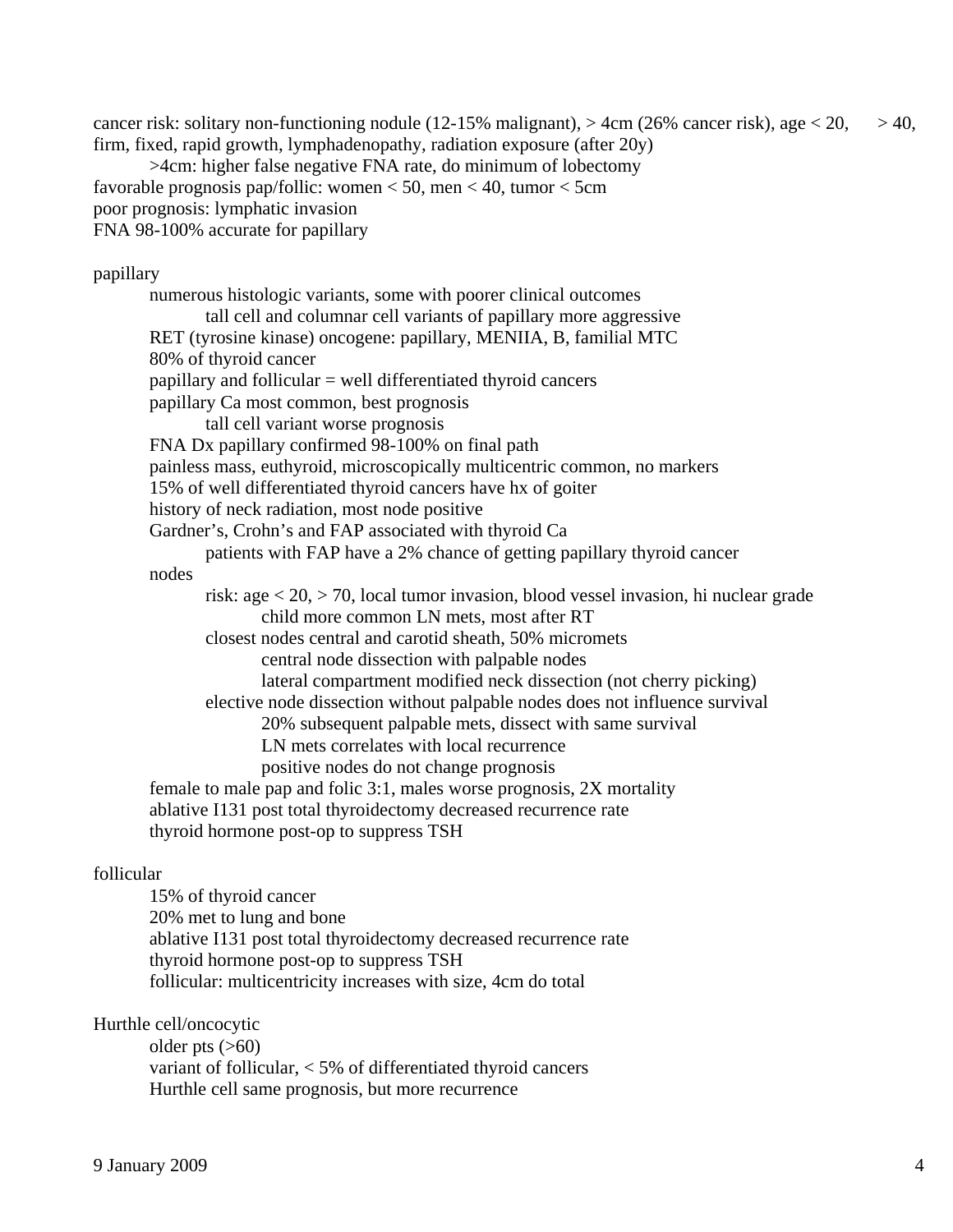cancer risk: solitary non-functioning nodule (12-15% malignant), > 4cm (26% cancer risk), age < 20, > 40, firm, fixed, rapid growth, lymphadenopathy, radiation exposure (after 20y)
- >4cm: higher false negative FNA rate, do minimum of lobectomy

favorable prognosis pap/follic: women < 50, men < 40, tumor < 5cm
poor prognosis: lymphatic invasion
FNA 98-100% accurate for papillary

papillary
- numerous histologic variants, some with poorer clinical outcomes
  - tall cell and columnar cell variants of papillary more aggressive
- RET (tyrosine kinase) oncogene: papillary, MENIIA, B, familial MTC
- 80% of thyroid cancer
- papillary and follicular = well differentiated thyroid cancers
- papillary Ca most common, best prognosis
  - tall cell variant worse prognosis
- FNA Dx papillary confirmed 98-100% on final path
- painless mass, euthyroid, microscopically multicentric common, no markers
- 15% of well differentiated thyroid cancers have hx of goiter
- history of neck radiation, most node positive
- Gardner's, Crohn's and FAP associated with thyroid Ca
  - patients with FAP have a 2% chance of getting papillary thyroid cancer
- nodes
  - risk: age < 20, > 70, local tumor invasion, blood vessel invasion, hi nuclear grade
    - child more common LN mets, most after RT
  - closest nodes central and carotid sheath, 50% micromets
    - central node dissection with palpable nodes
    - lateral compartment modified neck dissection (not cherry picking)
  - elective node dissection without palpable nodes does not influence survival
    - 20% subsequent palpable mets, dissect with same survival
    - LN mets correlates with local recurrence
    - positive nodes do not change prognosis
- female to male pap and folic 3:1, males worse prognosis, 2X mortality
- ablative I131 post total thyroidectomy decreased recurrence rate
- thyroid hormone post-op to suppress TSH

follicular
- 15% of thyroid cancer
- 20% met to lung and bone
- ablative I131 post total thyroidectomy decreased recurrence rate
- thyroid hormone post-op to suppress TSH
- follicular: multicentricity increases with size, 4cm do total

Hurthle cell/oncocytic
- older pts (>60)
- variant of follicular, < 5% of differentiated thyroid cancers
- Hurthle cell same prognosis, but more recurrence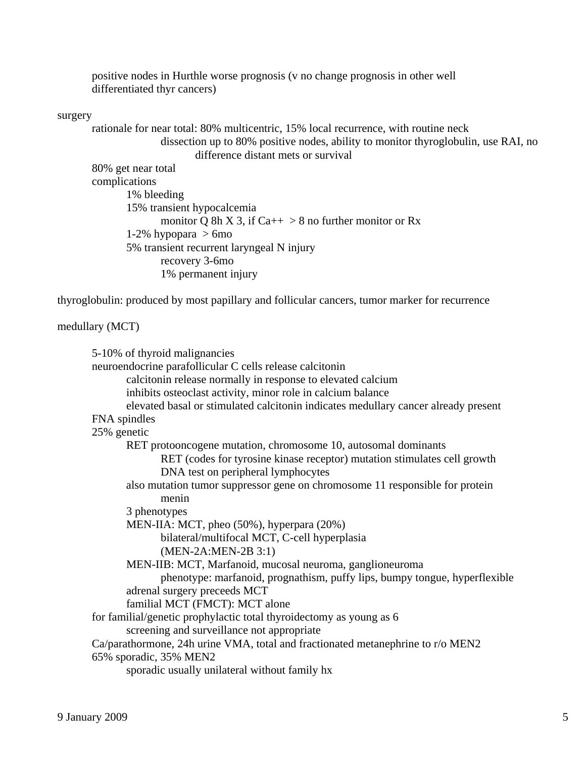- positive nodes in Hurthle worse prognosis (v no change prognosis in other well differentiated thyr cancers)

surgery

- rationale for near total: 80% multicentric, 15% local recurrence, with routine neck
  - dissection up to 80% positive nodes, ability to monitor thyroglobulin, use RAI, no
    - difference distant mets or survival
- 80% get near total
- complications
  - 1% bleeding
  - 15% transient hypocalcemia
    - monitor Q 8h X 3, if Ca++ > 8 no further monitor or Rx
  - 1-2% hypopara > 6mo
  - 5% transient recurrent laryngeal N injury
    - recovery 3-6mo
    - 1% permanent injury

thyroglobulin: produced by most papillary and follicular cancers, tumor marker for recurrence

medullary (MCT)

- 5-10% of thyroid malignancies
- neuroendocrine parafollicular C cells release calcitonin
  - calcitonin release normally in response to elevated calcium
  - inhibits osteoclast activity, minor role in calcium balance
  - elevated basal or stimulated calcitonin indicates medullary cancer already present
- FNA spindles
- 25% genetic
  - RET protooncogene mutation, chromosome 10, autosomal dominants
    - RET (codes for tyrosine kinase receptor) mutation stimulates cell growth
    - DNA test on peripheral lymphocytes
  - also mutation tumor suppressor gene on chromosome 11 responsible for protein
    - menin
  - 3 phenotypes
  - MEN-IIA: MCT, pheo (50%), hyperpara (20%)
    - bilateral/multifocal MCT, C-cell hyperplasia
    - (MEN-2A:MEN-2B 3:1)
  - MEN-IIB: MCT, Marfanoid, mucosal neuroma, ganglioneuroma
    - phenotype: marfanoid, prognathism, puffy lips, bumpy tongue, hyperflexible
  - adrenal surgery preceeds MCT
  - familial MCT (FMCT): MCT alone
- for familial/genetic prophylactic total thyroidectomy as young as 6
  - screening and surveillance not appropriate
- Ca/parathormone, 24h urine VMA, total and fractionated metanephrine to r/o MEN2
- 65% sporadic, 35% MEN2
  - sporadic usually unilateral without family hx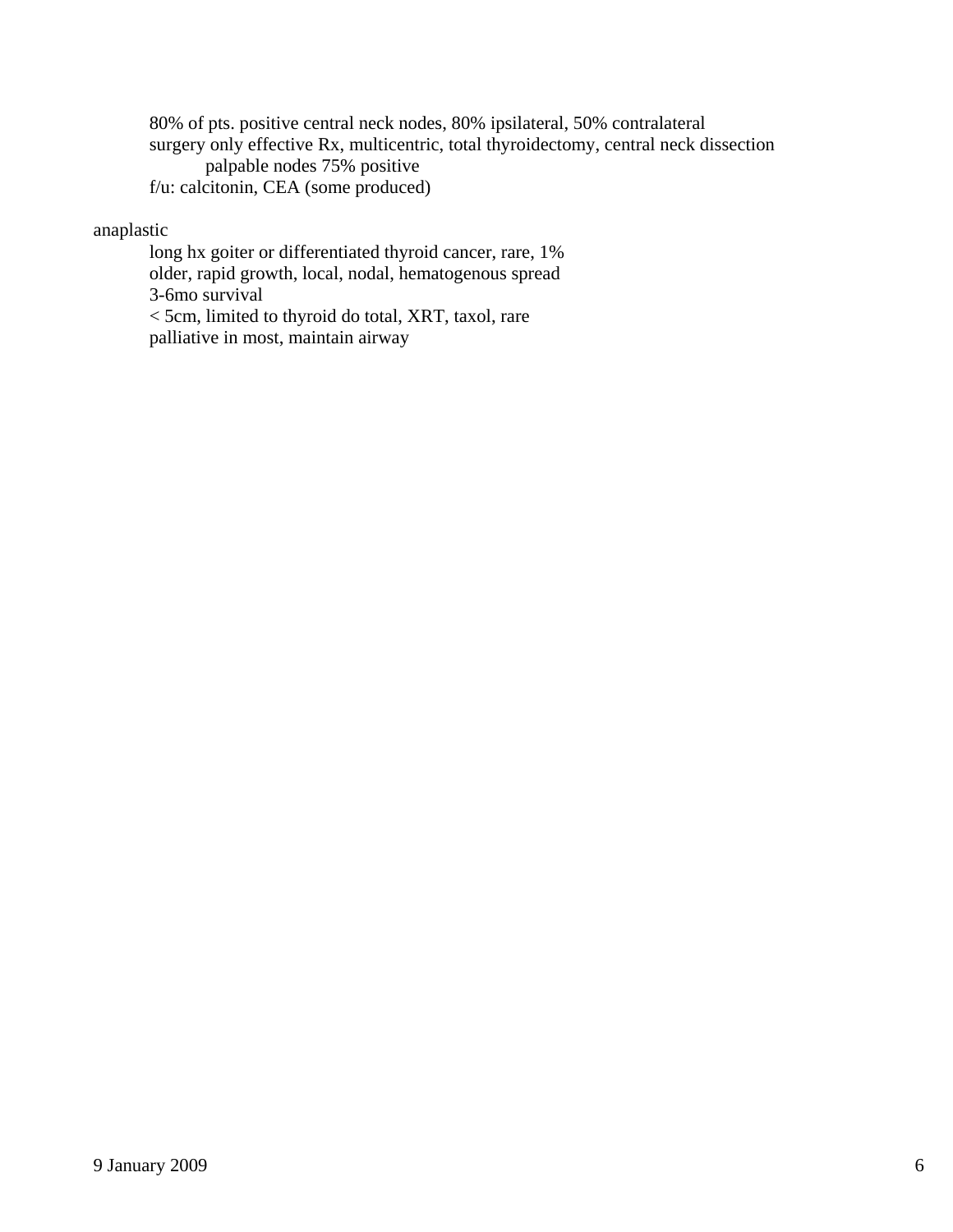- 80% of pts. positive central neck nodes, 80% ipsilateral, 50% contralateral
- surgery only effective Rx, multicentric, total thyroidectomy, central neck dissection
  - palpable nodes 75% positive
- f/u: calcitonin, CEA (some produced)

anaplastic

- long hx goiter or differentiated thyroid cancer, rare, 1%
- older, rapid growth, local, nodal, hematogenous spread
- 3-6mo survival
- < 5cm, limited to thyroid do total, XRT, taxol, rare
- palliative in most, maintain airway